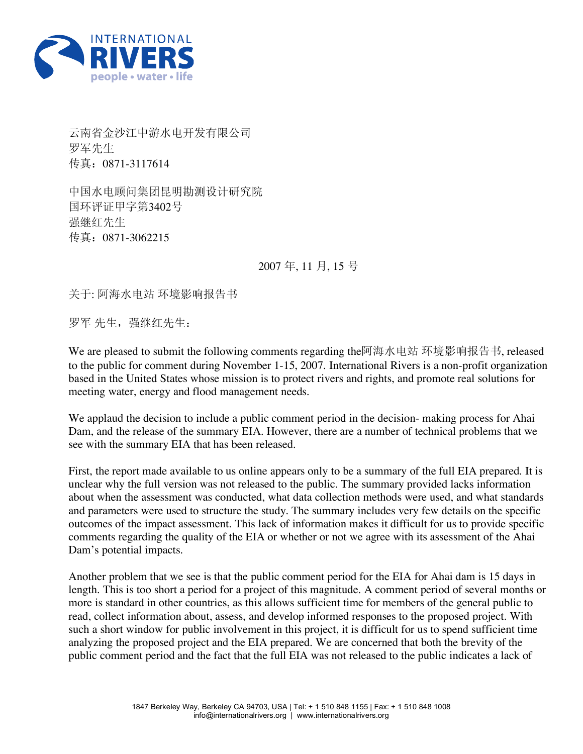INTERNATIONAL RIVERS
people • water • life

云南省金沙江中游水电开发有限公司
罗军先生
传真：0871-3117614

中国水电顾问集团昆明勘测设计研究院
国环评证甲字第3402号
强继红先生
传真：0871-3062215

2007 年, 11 月, 15 号

关于: 阿海水电站 环境影响报告书

罗军 先生，强继红先生：

We are pleased to submit the following comments regarding the阿海水电站 环境影响报告书, released to the public for comment during November 1-15, 2007. International Rivers is a non-profit organization based in the United States whose mission is to protect rivers and rights, and promote real solutions for meeting water, energy and flood management needs.

We applaud the decision to include a public comment period in the decision- making process for Ahai Dam, and the release of the summary EIA. However, there are a number of technical problems that we see with the summary EIA that has been released.

First, the report made available to us online appears only to be a summary of the full EIA prepared. It is unclear why the full version was not released to the public. The summary provided lacks information about when the assessment was conducted, what data collection methods were used, and what standards and parameters were used to structure the study. The summary includes very few details on the specific outcomes of the impact assessment. This lack of information makes it difficult for us to provide specific comments regarding the quality of the EIA or whether or not we agree with its assessment of the Ahai Dam's potential impacts.

Another problem that we see is that the public comment period for the EIA for Ahai dam is 15 days in length. This is too short a period for a project of this magnitude. A comment period of several months or more is standard in other countries, as this allows sufficient time for members of the general public to read, collect information about, assess, and develop informed responses to the proposed project. With such a short window for public involvement in this project, it is difficult for us to spend sufficient time analyzing the proposed project and the EIA prepared. We are concerned that both the brevity of the public comment period and the fact that the full EIA was not released to the public indicates a lack of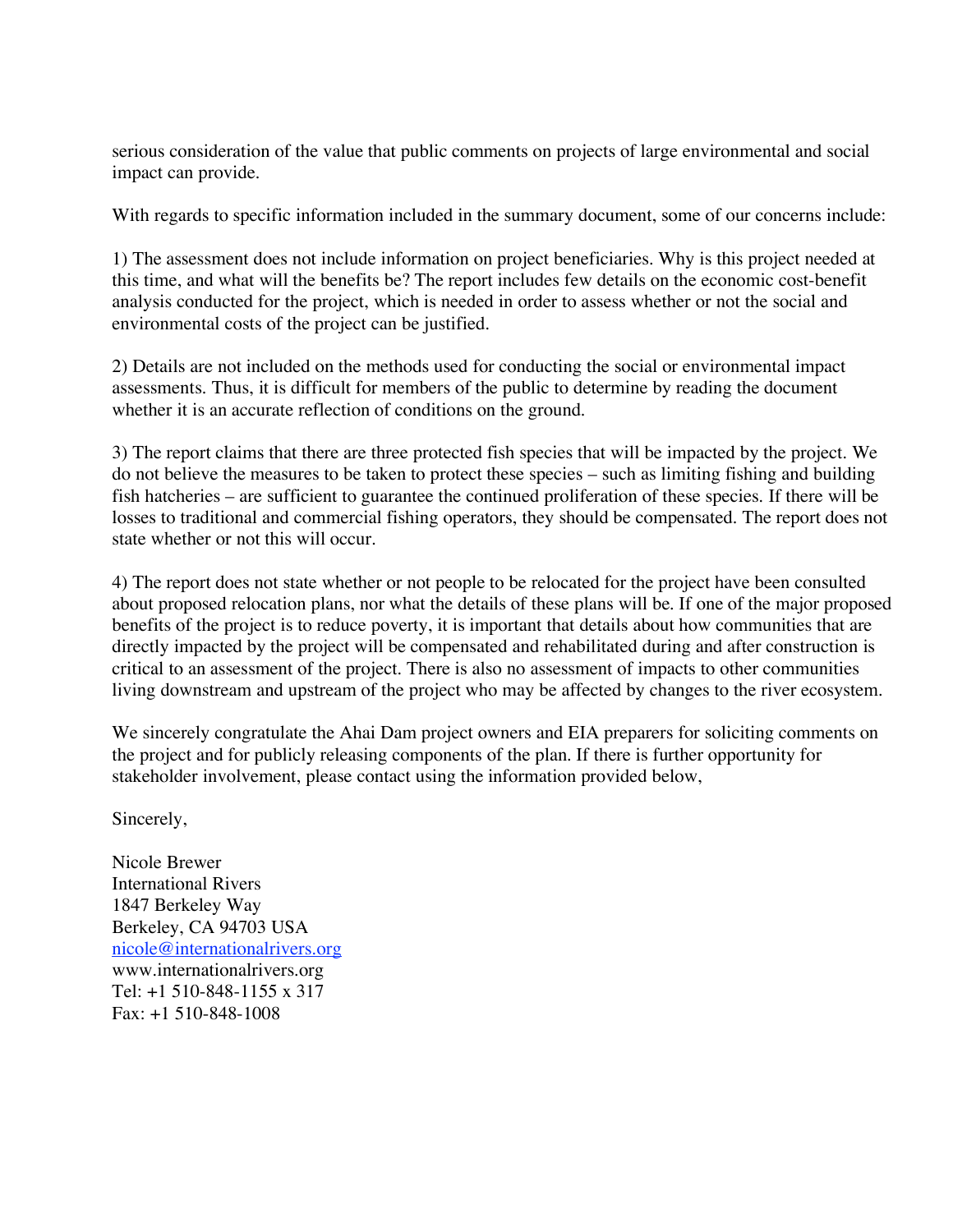serious consideration of the value that public comments on projects of large environmental and social impact can provide.

With regards to specific information included in the summary document, some of our concerns include:

1) The assessment does not include information on project beneficiaries. Why is this project needed at this time, and what will the benefits be? The report includes few details on the economic cost-benefit analysis conducted for the project, which is needed in order to assess whether or not the social and environmental costs of the project can be justified.

2) Details are not included on the methods used for conducting the social or environmental impact assessments. Thus, it is difficult for members of the public to determine by reading the document whether it is an accurate reflection of conditions on the ground.

3) The report claims that there are three protected fish species that will be impacted by the project. We do not believe the measures to be taken to protect these species – such as limiting fishing and building fish hatcheries – are sufficient to guarantee the continued proliferation of these species. If there will be losses to traditional and commercial fishing operators, they should be compensated. The report does not state whether or not this will occur.

4) The report does not state whether or not people to be relocated for the project have been consulted about proposed relocation plans, nor what the details of these plans will be. If one of the major proposed benefits of the project is to reduce poverty, it is important that details about how communities that are directly impacted by the project will be compensated and rehabilitated during and after construction is critical to an assessment of the project. There is also no assessment of impacts to other communities living downstream and upstream of the project who may be affected by changes to the river ecosystem.

We sincerely congratulate the Ahai Dam project owners and EIA preparers for soliciting comments on the project and for publicly releasing components of the plan. If there is further opportunity for stakeholder involvement, please contact using the information provided below,

Sincerely,

Nicole Brewer  
International Rivers  
1847 Berkeley Way  
Berkeley, CA 94703 USA  
nicole@internationalrivers.org  
www.internationalrivers.org  
Tel: +1 510-848-1155 x 317  
Fax: +1 510-848-1008